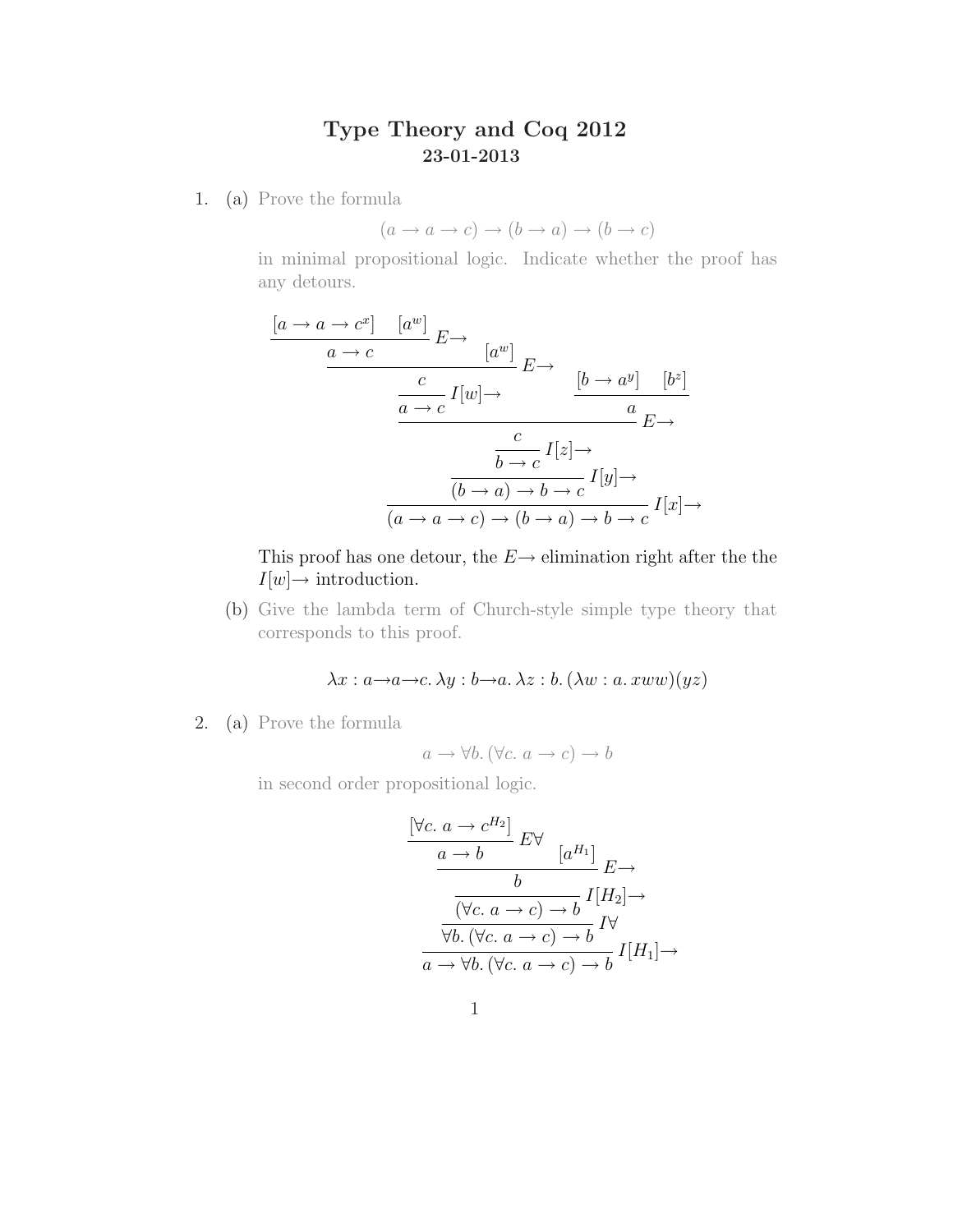# Type Theory and Coq 2012

## 23-01-2013

1. (a) Prove the formula

$$(a \to a \to c) \to (b \to a) \to (b \to c)$$

in minimal propositional logic. Indicate whether the proof has any detours.

$$
\dfrac{\dfrac{\dfrac{\dfrac{\dfrac{\dfrac{\dfrac{[a \to a \to c^x] \quad [a^w]}{a \to c} E{\to} \quad [a^w]}{c} E{\to}}{a \to c} I[w]{\to} \quad \dfrac{[b \to a^y] \quad [b^z]}{a} E{\to}}{c} E{\to}}{b \to c} I[z]{\to}}{(b \to a) \to b \to c} I[y]{\to}}{(a \to a \to c) \to (b \to a) \to b \to c} I[x]{\to}
$$

This proof has one detour, the $E{\to}$ elimination right after the the $I[w]{\to}$ introduction.

(b) Give the lambda term of Church-style simple type theory that corresponds to this proof.

$$\lambda x : a{\to}a{\to}c.\, \lambda y : b{\to}a.\, \lambda z : b.\, (\lambda w : a.\, xww)(yz)$$

2. (a) Prove the formula

$$a \to \forall b.\, (\forall c.\, a \to c) \to b$$

in second order propositional logic.

$$
\dfrac{\dfrac{\dfrac{\dfrac{\dfrac{[\forall c.\, a \to c^{H_2}]}{a \to b} E\forall \quad [a^{H_1}]}{b} E{\to}}{(\forall c.\, a \to c) \to b} I[H_2]{\to}}{\forall b.\, (\forall c.\, a \to c) \to b} I\forall}{a \to \forall b.\, (\forall c.\, a \to c) \to b} I[H_1]{\to}
$$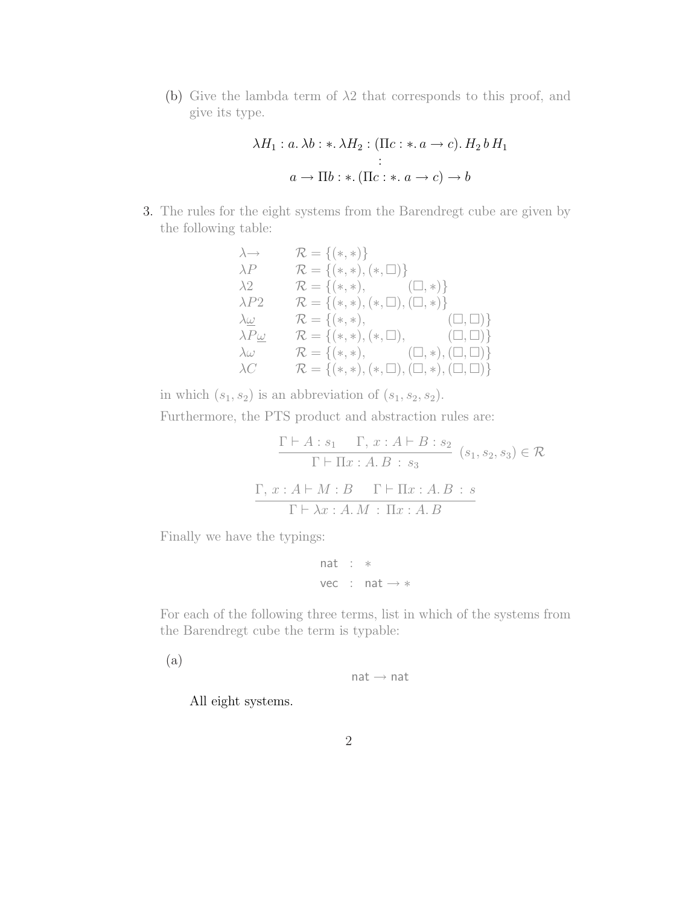(b) Give the lambda term of $\lambda 2$ that corresponds to this proof, and give its type.

$$\lambda H_1 : a.\, \lambda b : *.\, \lambda H_2 : (\Pi c : *.\, a \rightarrow c).\, H_2\, b\, H_1$$
$$:$$
$$a \rightarrow \Pi b : *.\, (\Pi c : *.\, a \rightarrow c) \rightarrow b$$

3. The rules for the eight systems from the Barendregt cube are given by the following table:

| | |
|---|---|
| $\lambda{\rightarrow}$ | $\mathcal{R} = \{(*, *)\}$ |
| $\lambda P$ | $\mathcal{R} = \{(*, *), (*, \square)\}$ |
| $\lambda 2$ | $\mathcal{R} = \{(*, *), (\square, *)\}$ |
| $\lambda P2$ | $\mathcal{R} = \{(*, *), (*, \square), (\square, *)\}$ |
| $\lambda \underline{\omega}$ | $\mathcal{R} = \{(*, *), (\square, \square)\}$ |
| $\lambda P\underline{\omega}$ | $\mathcal{R} = \{(*, *), (*, \square), (\square, \square)\}$ |
| $\lambda \omega$ | $\mathcal{R} = \{(*, *), (\square, *), (\square, \square)\}$ |
| $\lambda C$ | $\mathcal{R} = \{(*, *), (*, \square), (\square, *), (\square, \square)\}$ |

in which $(s_1, s_2)$ is an abbreviation of $(s_1, s_2, s_2)$.

Furthermore, the PTS product and abstraction rules are:

$$\frac{\Gamma \vdash A : s_1 \qquad \Gamma,\, x : A \vdash B : s_2}{\Gamma \vdash \Pi x : A.\, B \;:\; s_3} \;(s_1, s_2, s_3) \in \mathcal{R}$$

$$\frac{\Gamma,\, x : A \vdash M : B \qquad \Gamma \vdash \Pi x : A.\, B \;:\; s}{\Gamma \vdash \lambda x : A.\, M \;:\; \Pi x : A.\, B}$$

Finally we have the typings:

$$\mathsf{nat} \;:\; *$$
$$\mathsf{vec} \;:\; \mathsf{nat} \rightarrow *$$

For each of the following three terms, list in which of the systems from the Barendregt cube the term is typable:

(a)

$$\mathsf{nat} \rightarrow \mathsf{nat}$$

All eight systems.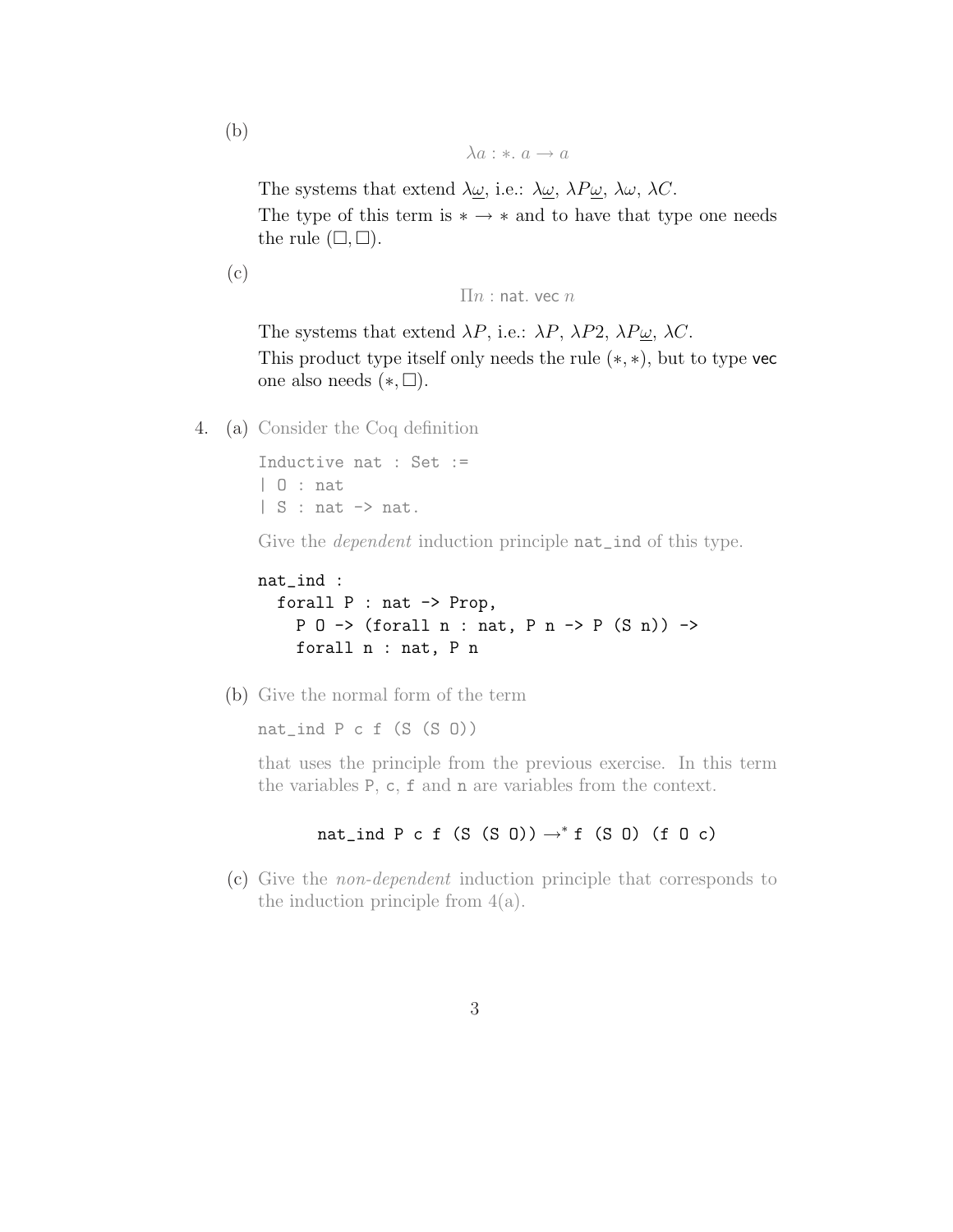(b)

$$\lambda a : *.\ a \to a$$

The systems that extend $\lambda\underline{\omega}$, i.e.: $\lambda\underline{\omega}$, $\lambda P\underline{\omega}$, $\lambda\omega$, $\lambda C$.
The type of this term is $* \to *$ and to have that type one needs the rule $(\Box, \Box)$.

(c)

$$\Pi n : \mathsf{nat}.\ \mathsf{vec}\ n$$

The systems that extend $\lambda P$, i.e.: $\lambda P$, $\lambda P2$, $\lambda P\underline{\omega}$, $\lambda C$.
This product type itself only needs the rule $(*, *)$, but to type `vec` one also needs $(*, \Box)$.

4. (a) Consider the Coq definition

```
Inductive nat : Set :=
| O : nat
| S : nat -> nat.
```

Give the *dependent* induction principle `nat_ind` of this type.

```
nat_ind :
  forall P : nat -> Prop,
    P O -> (forall n : nat, P n -> P (S n)) ->
    forall n : nat, P n
```

(b) Give the normal form of the term

`nat_ind P c f (S (S O))`

that uses the principle from the previous exercise. In this term the variables `P`, `c`, `f` and `n` are variables from the context.

$$\texttt{nat\_ind P c f (S (S O))} \to^* \texttt{f (S O) (f O c)}$$

(c) Give the *non-dependent* induction principle that corresponds to the induction principle from 4(a).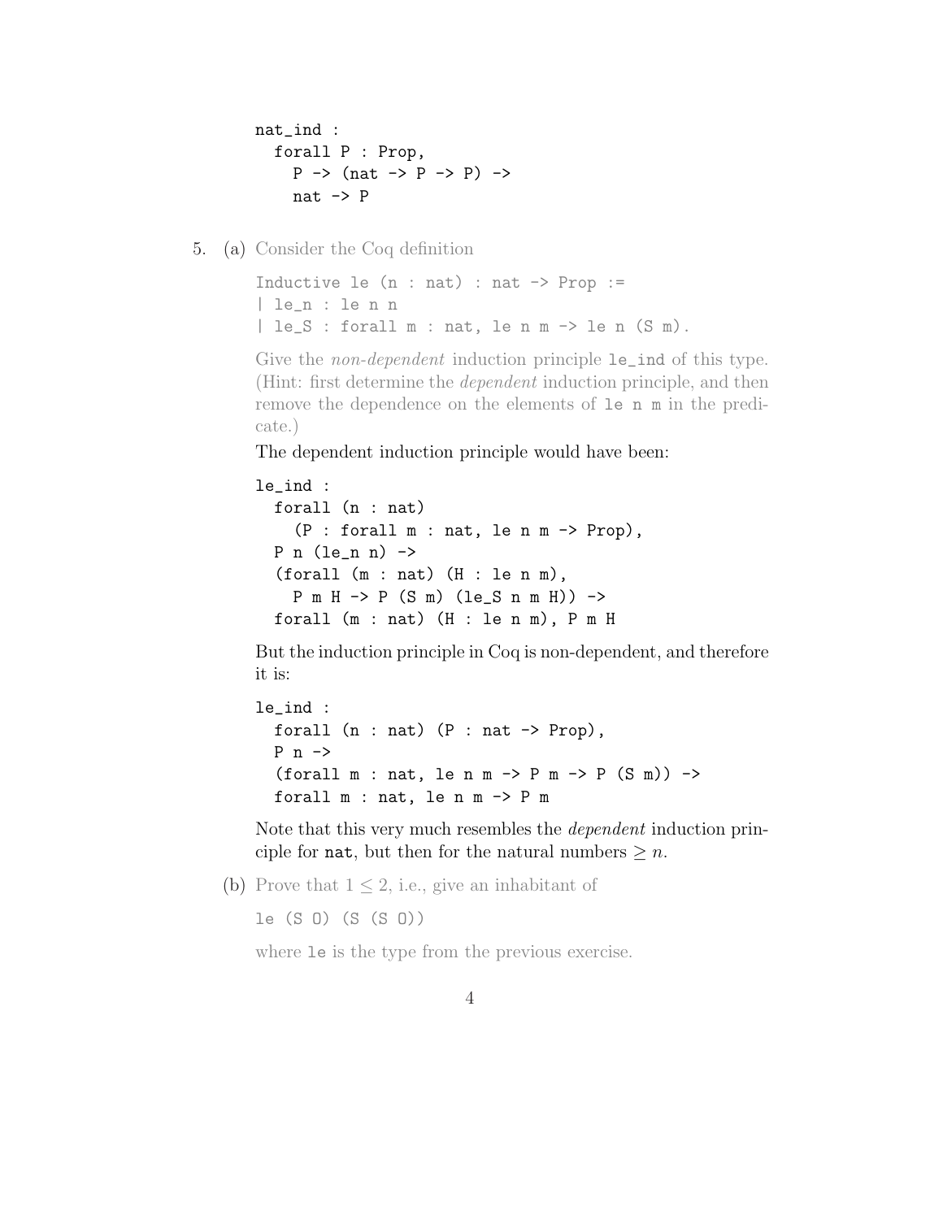```
nat_ind :
  forall P : Prop,
    P -> (nat -> P -> P) ->
    nat -> P
```

5. (a) Consider the Coq definition

```
Inductive le (n : nat) : nat -> Prop :=
| le_n : le n n
| le_S : forall m : nat, le n m -> le n (S m).
```

Give the *non-dependent* induction principle `le_ind` of this type. (Hint: first determine the *dependent* induction principle, and then remove the dependence on the elements of `le n m` in the predicate.)

The dependent induction principle would have been:

```
le_ind :
  forall (n : nat)
    (P : forall m : nat, le n m -> Prop),
  P n (le_n n) ->
  (forall (m : nat) (H : le n m),
    P m H -> P (S m) (le_S n m H)) ->
  forall (m : nat) (H : le n m), P m H
```

But the induction principle in Coq is non-dependent, and therefore it is:

```
le_ind :
  forall (n : nat) (P : nat -> Prop),
  P n ->
  (forall m : nat, le n m -> P m -> P (S m)) ->
  forall m : nat, le n m -> P m
```

Note that this very much resembles the *dependent* induction principle for `nat`, but then for the natural numbers $\geq n$.

(b) Prove that $1 \leq 2$, i.e., give an inhabitant of

`le (S O) (S (S O))`

where `le` is the type from the previous exercise.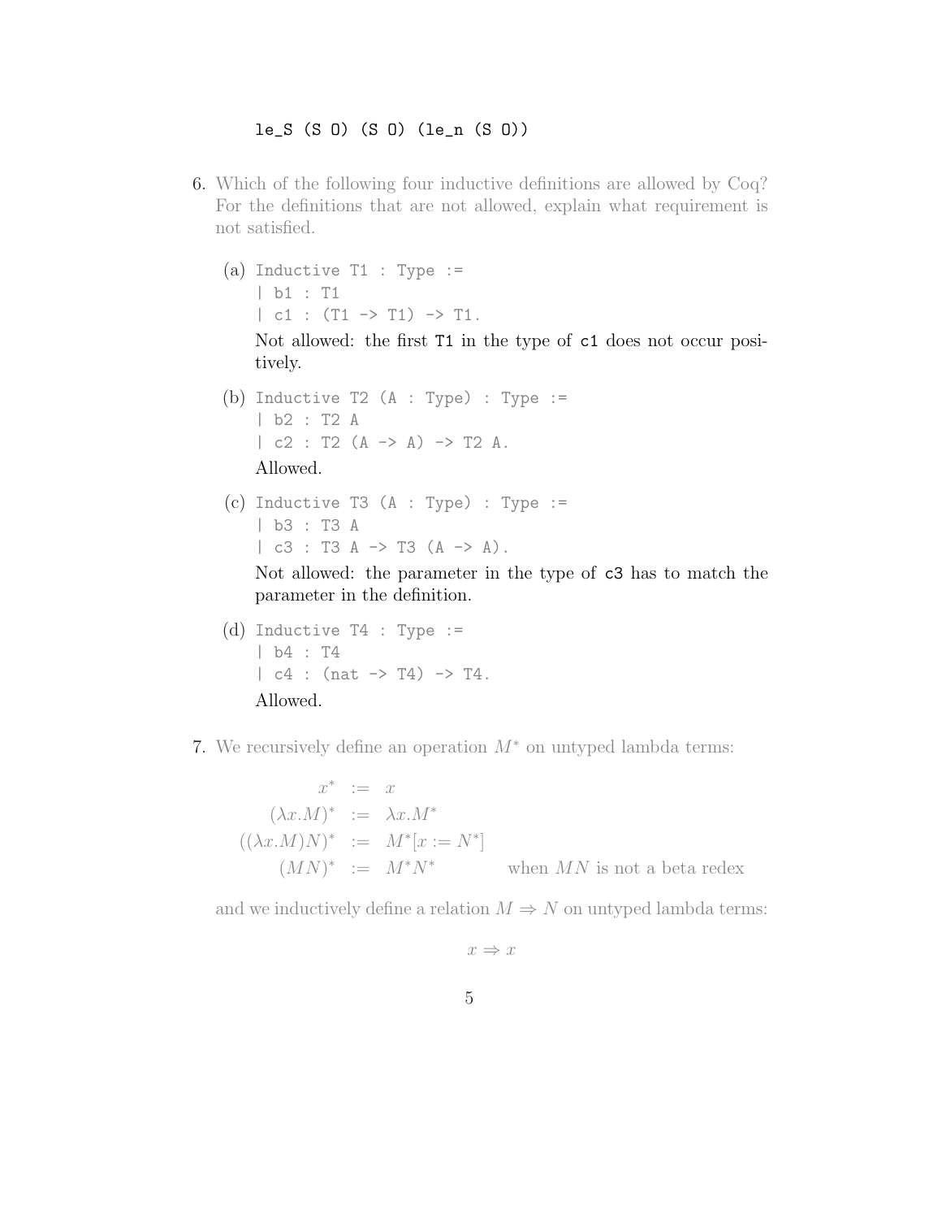```
le_S (S O) (S O) (le_n (S O))
```

6. Which of the following four inductive definitions are allowed by Coq? For the definitions that are not allowed, explain what requirement is not satisfied.

   (a)
   ```
   Inductive T1 : Type :=
   | b1 : T1
   | c1 : (T1 -> T1) -> T1.
   ```
   Not allowed: the first `T1` in the type of `c1` does not occur positively.

   (b)
   ```
   Inductive T2 (A : Type) : Type :=
   | b2 : T2 A
   | c2 : T2 (A -> A) -> T2 A.
   ```
   Allowed.

   (c)
   ```
   Inductive T3 (A : Type) : Type :=
   | b3 : T3 A
   | c3 : T3 A -> T3 (A -> A).
   ```
   Not allowed: the parameter in the type of `c3` has to match the parameter in the definition.

   (d)
   ```
   Inductive T4 : Type :=
   | b4 : T4
   | c4 : (nat -> T4) -> T4.
   ```
   Allowed.

7. We recursively define an operation $M^*$ on untyped lambda terms:

$$
\begin{array}{rcll}
x^* & := & x & \\
(\lambda x.M)^* & := & \lambda x.M^* & \\
((\lambda x.M)N)^* & := & M^*[x := N^*] & \\
(MN)^* & := & M^*N^* & \text{when } MN \text{ is not a beta redex}
\end{array}
$$

and we inductively define a relation $M \Rightarrow N$ on untyped lambda terms:

$$x \Rightarrow x$$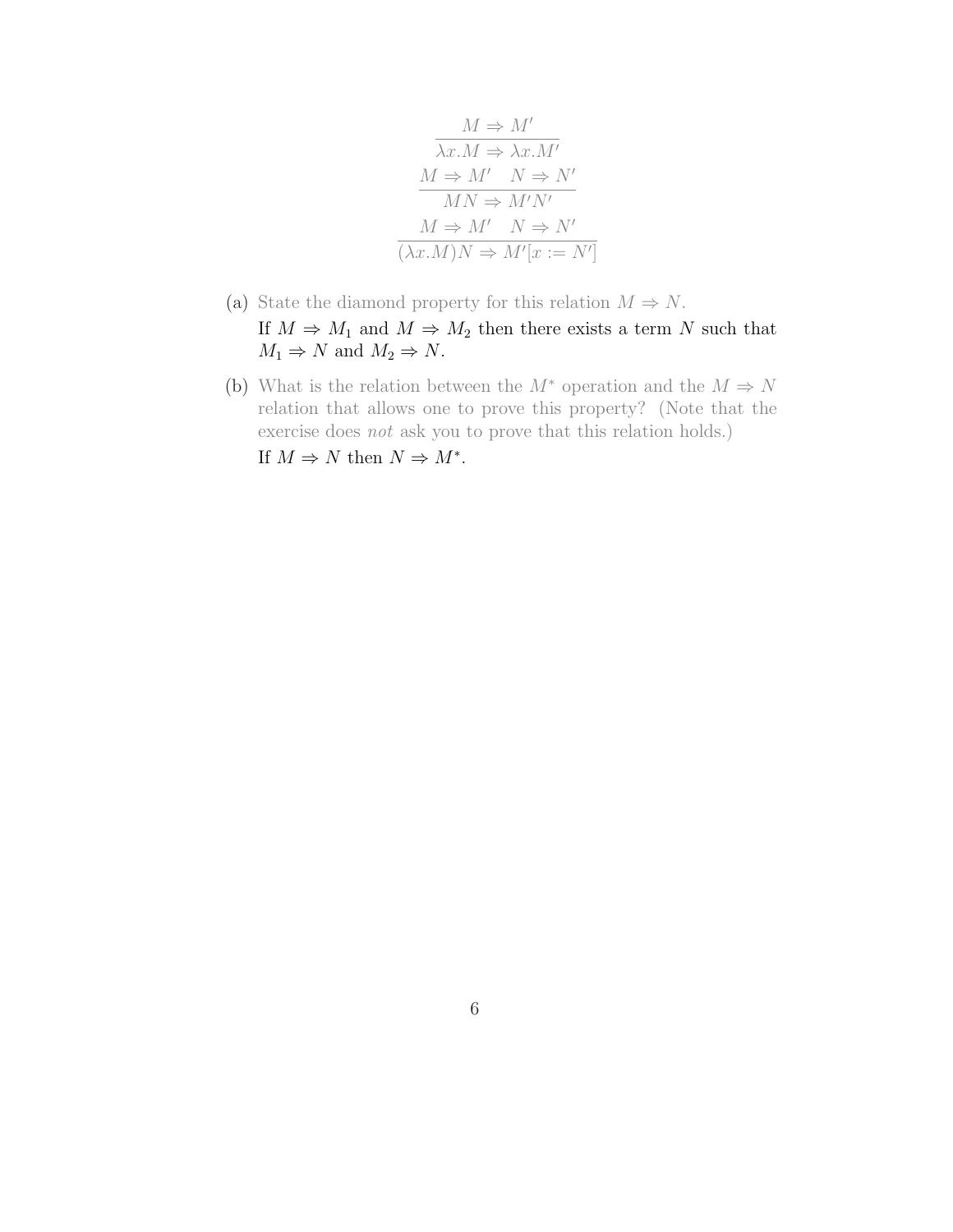$$\frac{M \Rightarrow M'}{\lambda x.M \Rightarrow \lambda x.M'}$$

$$\frac{M \Rightarrow M' \quad N \Rightarrow N'}{MN \Rightarrow M'N'}$$

$$\frac{M \Rightarrow M' \quad N \Rightarrow N'}{(\lambda x.M)N \Rightarrow M'[x := N']}$$

(a) State the diamond property for this relation $M \Rightarrow N$.

If $M \Rightarrow M_1$ and $M \Rightarrow M_2$ then there exists a term $N$ such that $M_1 \Rightarrow N$ and $M_2 \Rightarrow N$.

(b) What is the relation between the $M^*$ operation and the $M \Rightarrow N$ relation that allows one to prove this property? (Note that the exercise does *not* ask you to prove that this relation holds.)

If $M \Rightarrow N$ then $N \Rightarrow M^*$.